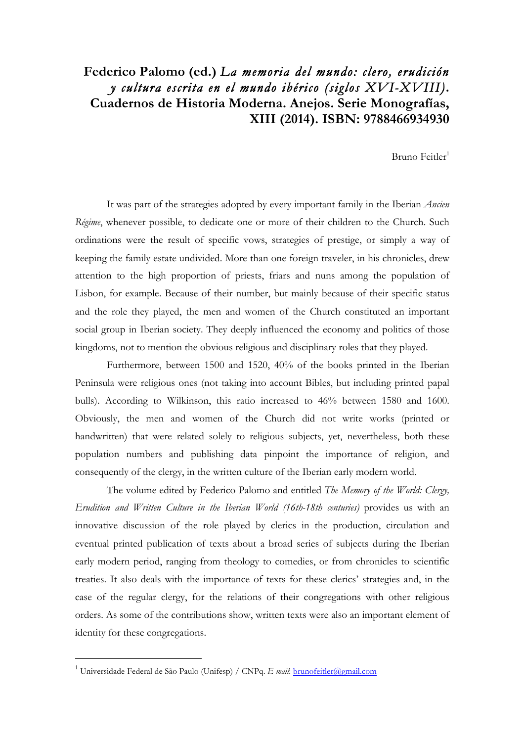# **Federico Palomo (ed.)** *La memoria del mundo: clero, erudición y cultura escrita en el mundo ibérico (siglos XVI-XVIII)*. **Cuadernos de Historia Moderna. Anejos. Serie Monografías, XIII (2014). ISBN: 9788466934930**

Bruno Feitler[1]

It was part of the strategies adopted by every important family in the Iberian *Ancien Régime*, whenever possible, to dedicate one or more of their children to the Church. Such ordinations were the result of specific vows, strategies of prestige, or simply a way of keeping the family estate undivided. More than one foreign traveler, in his chronicles, drew attention to the high proportion of priests, friars and nuns among the population of Lisbon, for example. Because of their number, but mainly because of their specific status and the role they played, the men and women of the Church constituted an important social group in Iberian society. They deeply influenced the economy and politics of those kingdoms, not to mention the obvious religious and disciplinary roles that they played.

Furthermore, between 1500 and 1520, 40% of the books printed in the Iberian Peninsula were religious ones (not taking into account Bibles, but including printed papal bulls). According to Wilkinson, this ratio increased to 46% between 1580 and 1600. Obviously, the men and women of the Church did not write works (printed or handwritten) that were related solely to religious subjects, yet, nevertheless, both these population numbers and publishing data pinpoint the importance of religion, and consequently of the clergy, in the written culture of the Iberian early modern world.

The volume edited by Federico Palomo and entitled *The Memory of the World: Clergy, Erudition and Written Culture in the Iberian World (16th-18th centuries)* provides us with an innovative discussion of the role played by clerics in the production, circulation and eventual printed publication of texts about a broad series of subjects during the Iberian early modern period, ranging from theology to comedies, or from chronicles to scientific treaties. It also deals with the importance of texts for these clerics' strategies and, in the case of the regular clergy, for the relations of their congregations with other religious orders. As some of the contributions show, written texts were also an important element of identity for these congregations.

[1] Universidade Federal de São Paulo (Unifesp) / CNPq. *E-mail*: brunofeitler@gmail.com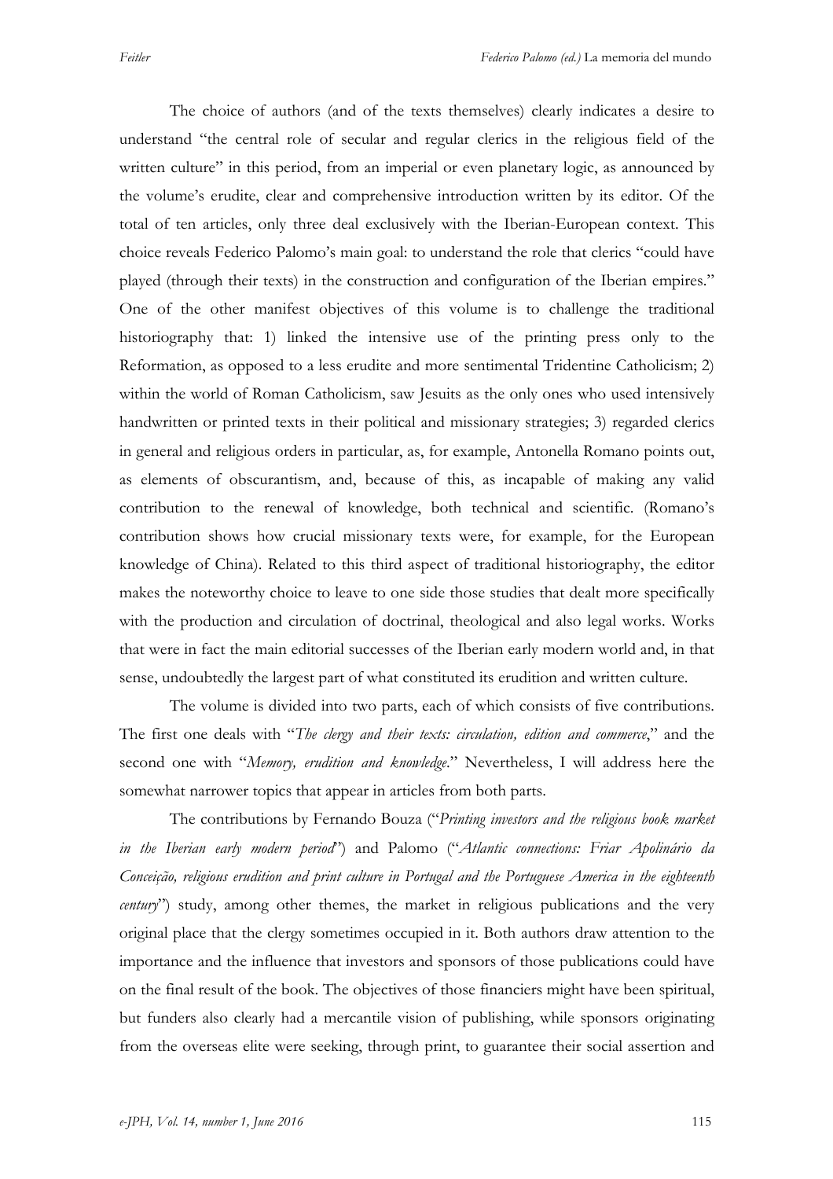The choice of authors (and of the texts themselves) clearly indicates a desire to understand "the central role of secular and regular clerics in the religious field of the written culture" in this period, from an imperial or even planetary logic, as announced by the volume's erudite, clear and comprehensive introduction written by its editor. Of the total of ten articles, only three deal exclusively with the Iberian-European context. This choice reveals Federico Palomo's main goal: to understand the role that clerics "could have played (through their texts) in the construction and configuration of the Iberian empires." One of the other manifest objectives of this volume is to challenge the traditional historiography that: 1) linked the intensive use of the printing press only to the Reformation, as opposed to a less erudite and more sentimental Tridentine Catholicism; 2) within the world of Roman Catholicism, saw Jesuits as the only ones who used intensively handwritten or printed texts in their political and missionary strategies; 3) regarded clerics in general and religious orders in particular, as, for example, Antonella Romano points out, as elements of obscurantism, and, because of this, as incapable of making any valid contribution to the renewal of knowledge, both technical and scientific. (Romano's contribution shows how crucial missionary texts were, for example, for the European knowledge of China). Related to this third aspect of traditional historiography, the editor makes the noteworthy choice to leave to one side those studies that dealt more specifically with the production and circulation of doctrinal, theological and also legal works. Works that were in fact the main editorial successes of the Iberian early modern world and, in that sense, undoubtedly the largest part of what constituted its erudition and written culture.

The volume is divided into two parts, each of which consists of five contributions. The first one deals with "*The clergy and their texts: circulation, edition and commerce*," and the second one with "*Memory, erudition and knowledge*." Nevertheless, I will address here the somewhat narrower topics that appear in articles from both parts.

The contributions by Fernando Bouza ("*Printing investors and the religious book market in the Iberian early modern period*") and Palomo ("*Atlantic connections: Friar Apolinário da Conceição, religious erudition and print culture in Portugal and the Portuguese America in the eighteenth century*") study, among other themes, the market in religious publications and the very original place that the clergy sometimes occupied in it. Both authors draw attention to the importance and the influence that investors and sponsors of those publications could have on the final result of the book. The objectives of those financiers might have been spiritual, but funders also clearly had a mercantile vision of publishing, while sponsors originating from the overseas elite were seeking, through print, to guarantee their social assertion and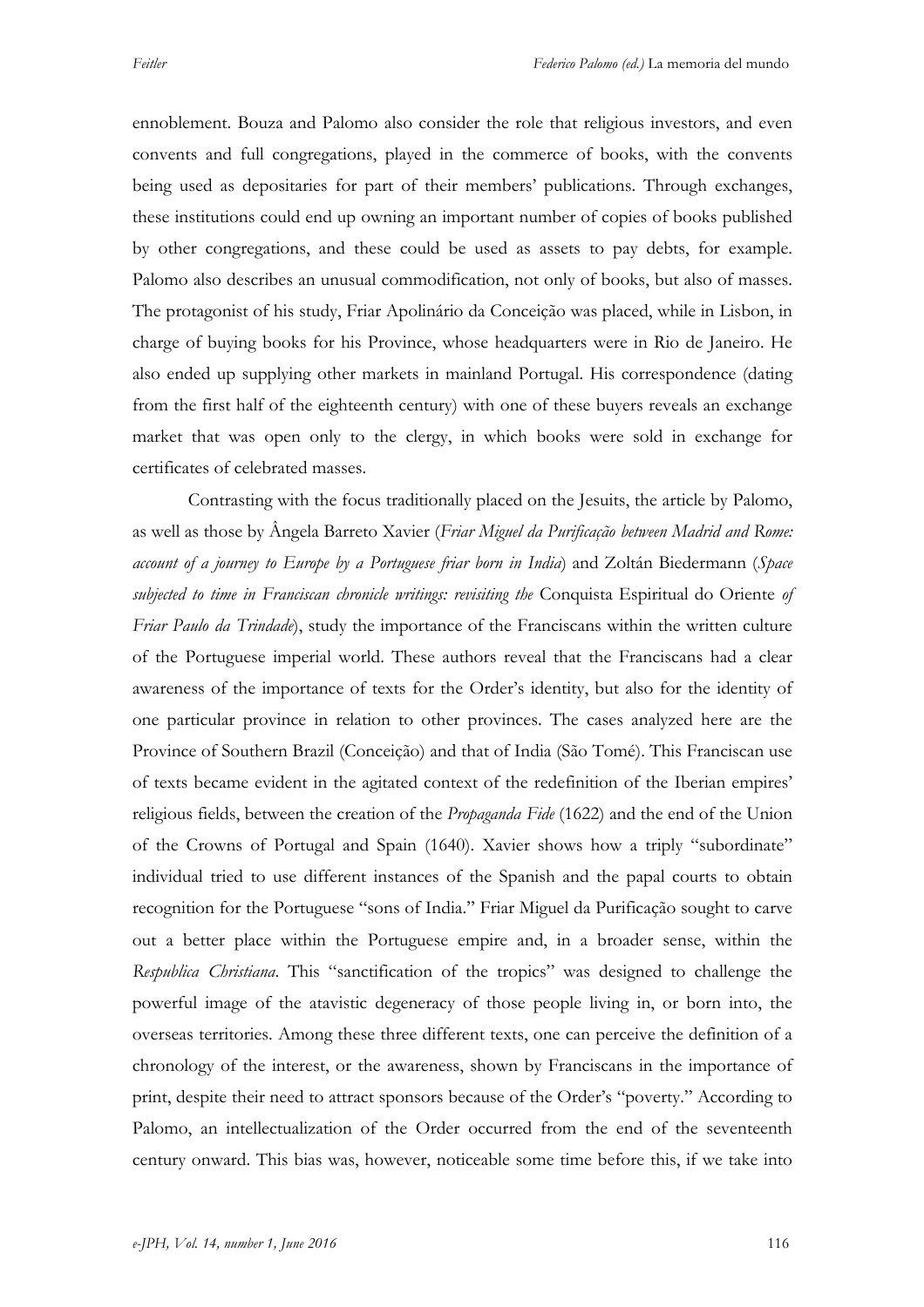ennoblement. Bouza and Palomo also consider the role that religious investors, and even convents and full congregations, played in the commerce of books, with the convents being used as depositaries for part of their members' publications. Through exchanges, these institutions could end up owning an important number of copies of books published by other congregations, and these could be used as assets to pay debts, for example. Palomo also describes an unusual commodification, not only of books, but also of masses. The protagonist of his study, Friar Apolinário da Conceição was placed, while in Lisbon, in charge of buying books for his Province, whose headquarters were in Rio de Janeiro. He also ended up supplying other markets in mainland Portugal. His correspondence (dating from the first half of the eighteenth century) with one of these buyers reveals an exchange market that was open only to the clergy, in which books were sold in exchange for certificates of celebrated masses.

Contrasting with the focus traditionally placed on the Jesuits, the article by Palomo, as well as those by Ângela Barreto Xavier (*Friar Miguel da Purificação between Madrid and Rome: account of a journey to Europe by a Portuguese friar born in India*) and Zoltán Biedermann (*Space subjected to time in Franciscan chronicle writings: revisiting the* Conquista Espiritual do Oriente *of Friar Paulo da Trindade*), study the importance of the Franciscans within the written culture of the Portuguese imperial world. These authors reveal that the Franciscans had a clear awareness of the importance of texts for the Order's identity, but also for the identity of one particular province in relation to other provinces. The cases analyzed here are the Province of Southern Brazil (Conceição) and that of India (São Tomé). This Franciscan use of texts became evident in the agitated context of the redefinition of the Iberian empires' religious fields, between the creation of the *Propaganda Fide* (1622) and the end of the Union of the Crowns of Portugal and Spain (1640). Xavier shows how a triply "subordinate" individual tried to use different instances of the Spanish and the papal courts to obtain recognition for the Portuguese "sons of India." Friar Miguel da Purificação sought to carve out a better place within the Portuguese empire and, in a broader sense, within the *Respublica Christiana*. This "sanctification of the tropics" was designed to challenge the powerful image of the atavistic degeneracy of those people living in, or born into, the overseas territories. Among these three different texts, one can perceive the definition of a chronology of the interest, or the awareness, shown by Franciscans in the importance of print, despite their need to attract sponsors because of the Order's "poverty." According to Palomo, an intellectualization of the Order occurred from the end of the seventeenth century onward. This bias was, however, noticeable some time before this, if we take into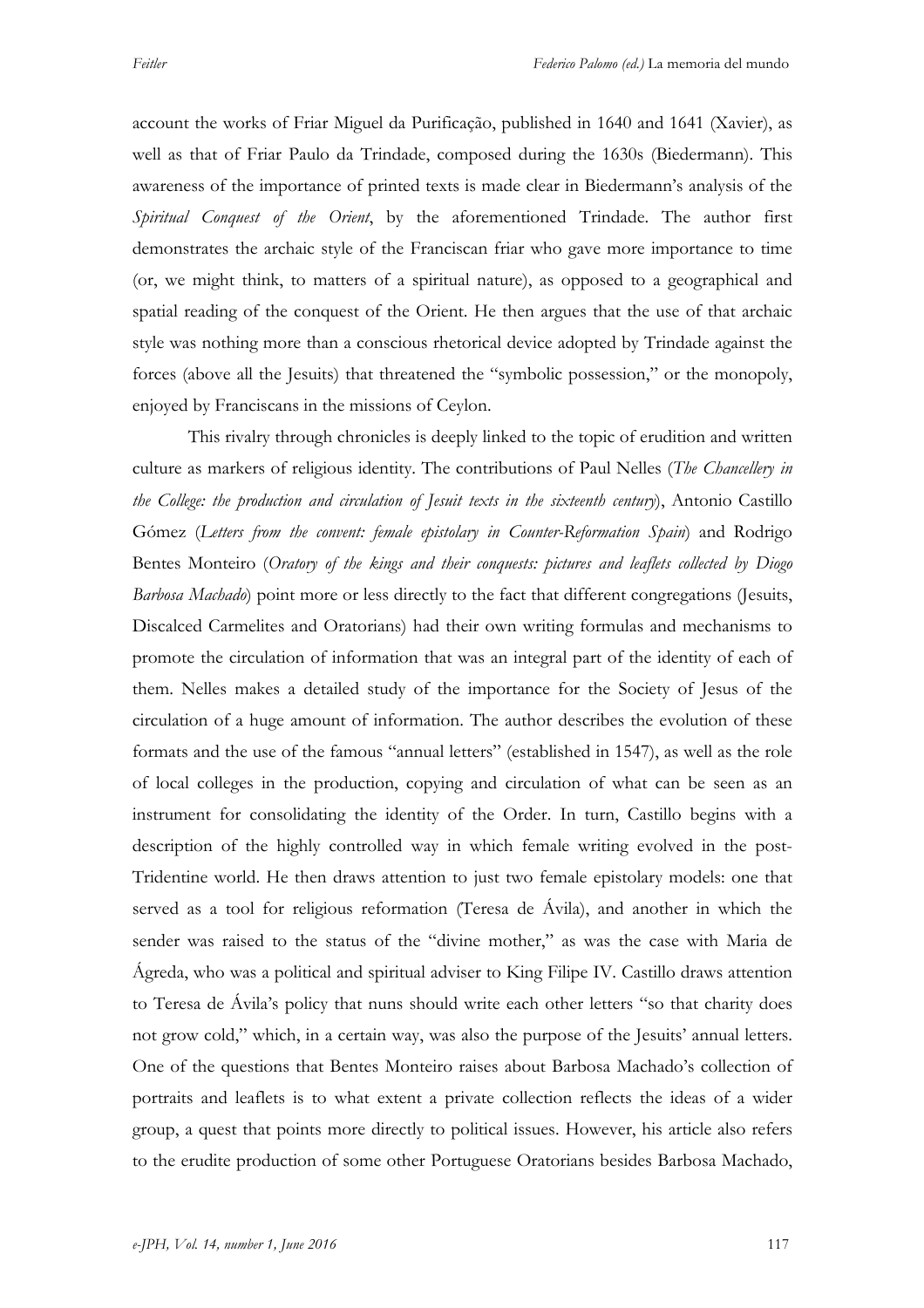account the works of Friar Miguel da Purificação, published in 1640 and 1641 (Xavier), as well as that of Friar Paulo da Trindade, composed during the 1630s (Biedermann). This awareness of the importance of printed texts is made clear in Biedermann's analysis of the *Spiritual Conquest of the Orient*, by the aforementioned Trindade. The author first demonstrates the archaic style of the Franciscan friar who gave more importance to time (or, we might think, to matters of a spiritual nature), as opposed to a geographical and spatial reading of the conquest of the Orient. He then argues that the use of that archaic style was nothing more than a conscious rhetorical device adopted by Trindade against the forces (above all the Jesuits) that threatened the "symbolic possession," or the monopoly, enjoyed by Franciscans in the missions of Ceylon.

This rivalry through chronicles is deeply linked to the topic of erudition and written culture as markers of religious identity. The contributions of Paul Nelles (*The Chancellery in the College: the production and circulation of Jesuit texts in the sixteenth century*), Antonio Castillo Gómez (*Letters from the convent: female epistolary in Counter-Reformation Spain*) and Rodrigo Bentes Monteiro (*Oratory of the kings and their conquests: pictures and leaflets collected by Diogo Barbosa Machado*) point more or less directly to the fact that different congregations (Jesuits, Discalced Carmelites and Oratorians) had their own writing formulas and mechanisms to promote the circulation of information that was an integral part of the identity of each of them. Nelles makes a detailed study of the importance for the Society of Jesus of the circulation of a huge amount of information. The author describes the evolution of these formats and the use of the famous "annual letters" (established in 1547), as well as the role of local colleges in the production, copying and circulation of what can be seen as an instrument for consolidating the identity of the Order. In turn, Castillo begins with a description of the highly controlled way in which female writing evolved in the post-Tridentine world. He then draws attention to just two female epistolary models: one that served as a tool for religious reformation (Teresa de Ávila), and another in which the sender was raised to the status of the "divine mother," as was the case with Maria de Ágreda, who was a political and spiritual adviser to King Filipe IV. Castillo draws attention to Teresa de Ávila's policy that nuns should write each other letters "so that charity does not grow cold," which, in a certain way, was also the purpose of the Jesuits' annual letters. One of the questions that Bentes Monteiro raises about Barbosa Machado's collection of portraits and leaflets is to what extent a private collection reflects the ideas of a wider group, a quest that points more directly to political issues. However, his article also refers to the erudite production of some other Portuguese Oratorians besides Barbosa Machado,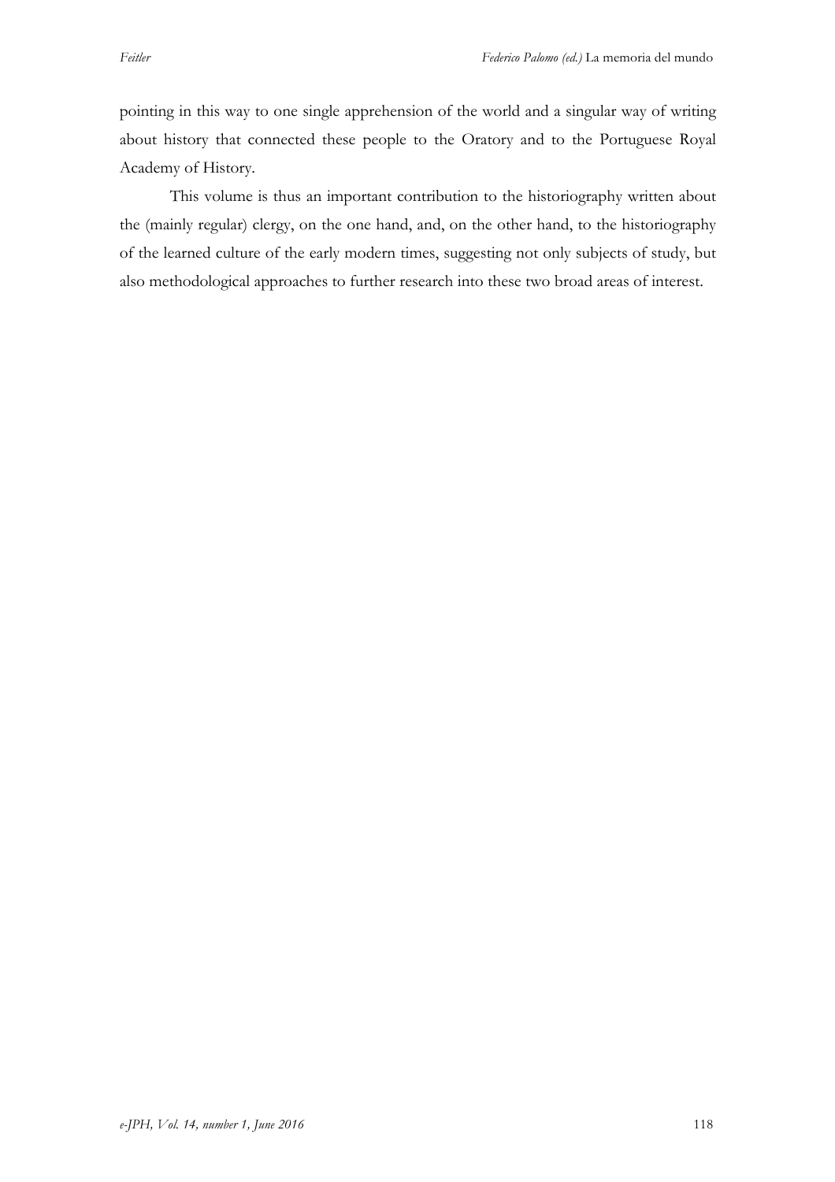pointing in this way to one single apprehension of the world and a singular way of writing about history that connected these people to the Oratory and to the Portuguese Royal Academy of History.

This volume is thus an important contribution to the historiography written about the (mainly regular) clergy, on the one hand, and, on the other hand, to the historiography of the learned culture of the early modern times, suggesting not only subjects of study, but also methodological approaches to further research into these two broad areas of interest.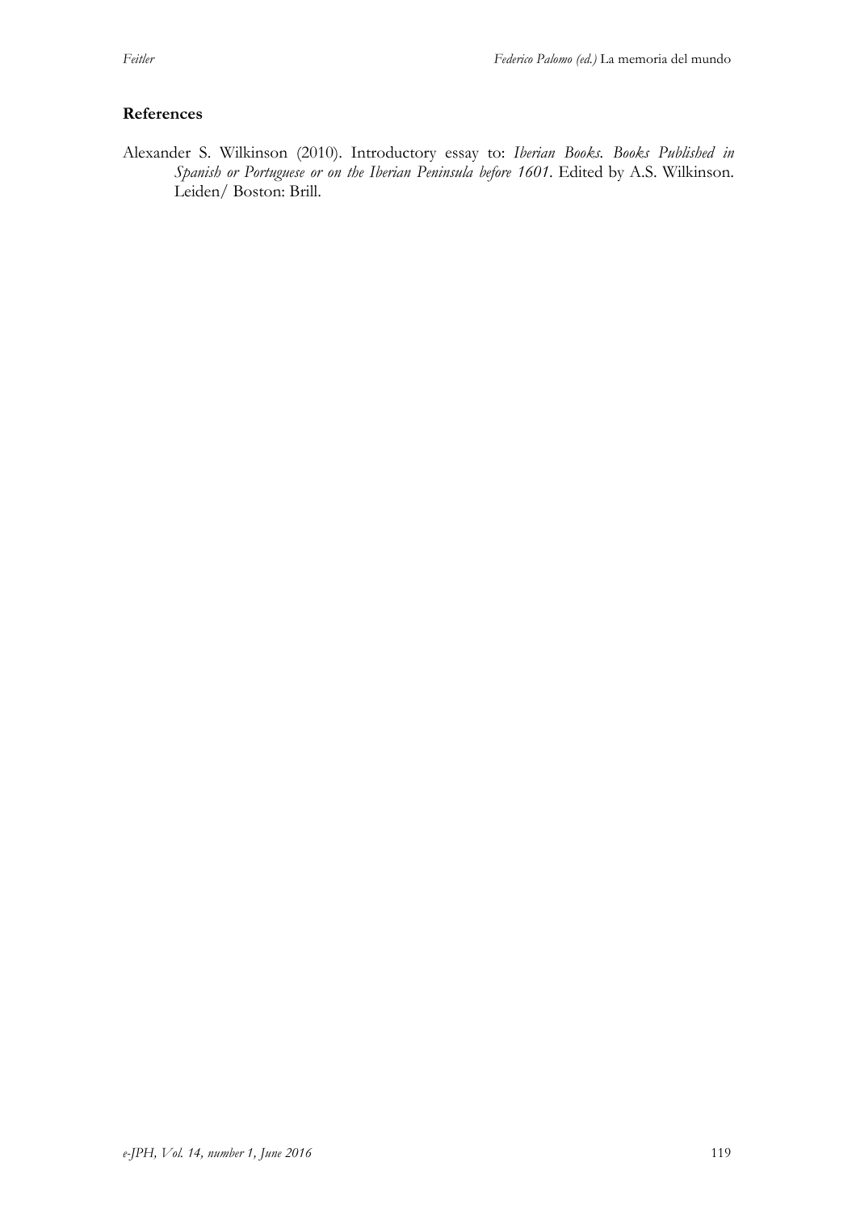## References

Alexander S. Wilkinson (2010). Introductory essay to: *Iberian Books. Books Published in Spanish or Portuguese or on the Iberian Peninsula before 1601*. Edited by A.S. Wilkinson. Leiden/ Boston: Brill.